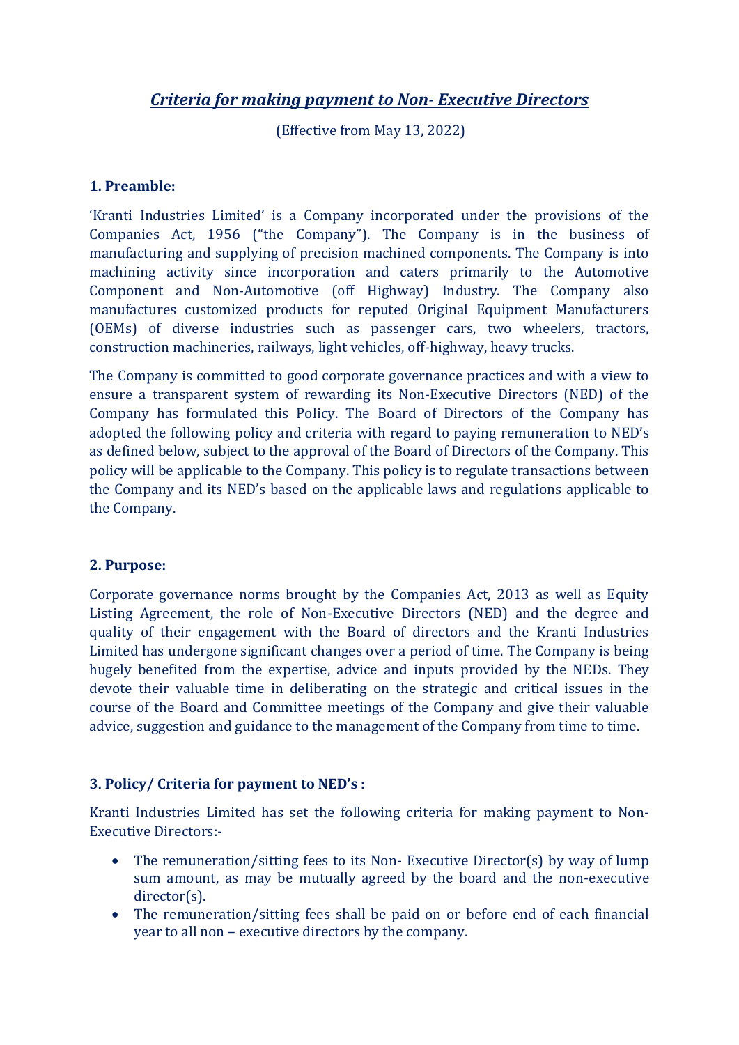# ***Criteria for making payment to Non- Executive Directors***

(Effective from May 13, 2022)

## 1. Preamble:

'Kranti Industries Limited' is a Company incorporated under the provisions of the Companies Act, 1956 ("the Company"). The Company is in the business of manufacturing and supplying of precision machined components. The Company is into machining activity since incorporation and caters primarily to the Automotive Component and Non-Automotive (off Highway) Industry. The Company also manufactures customized products for reputed Original Equipment Manufacturers (OEMs) of diverse industries such as passenger cars, two wheelers, tractors, construction machineries, railways, light vehicles, off-highway, heavy trucks.

The Company is committed to good corporate governance practices and with a view to ensure a transparent system of rewarding its Non-Executive Directors (NED) of the Company has formulated this Policy. The Board of Directors of the Company has adopted the following policy and criteria with regard to paying remuneration to NED's as defined below, subject to the approval of the Board of Directors of the Company. This policy will be applicable to the Company. This policy is to regulate transactions between the Company and its NED's based on the applicable laws and regulations applicable to the Company.

## 2. Purpose:

Corporate governance norms brought by the Companies Act, 2013 as well as Equity Listing Agreement, the role of Non-Executive Directors (NED) and the degree and quality of their engagement with the Board of directors and the Kranti Industries Limited has undergone significant changes over a period of time. The Company is being hugely benefited from the expertise, advice and inputs provided by the NEDs. They devote their valuable time in deliberating on the strategic and critical issues in the course of the Board and Committee meetings of the Company and give their valuable advice, suggestion and guidance to the management of the Company from time to time.

## 3. Policy/ Criteria for payment to NED's :

Kranti Industries Limited has set the following criteria for making payment to Non-Executive Directors:-

- The remuneration/sitting fees to its Non- Executive Director(s) by way of lump sum amount, as may be mutually agreed by the board and the non-executive director(s).
- The remuneration/sitting fees shall be paid on or before end of each financial year to all non – executive directors by the company.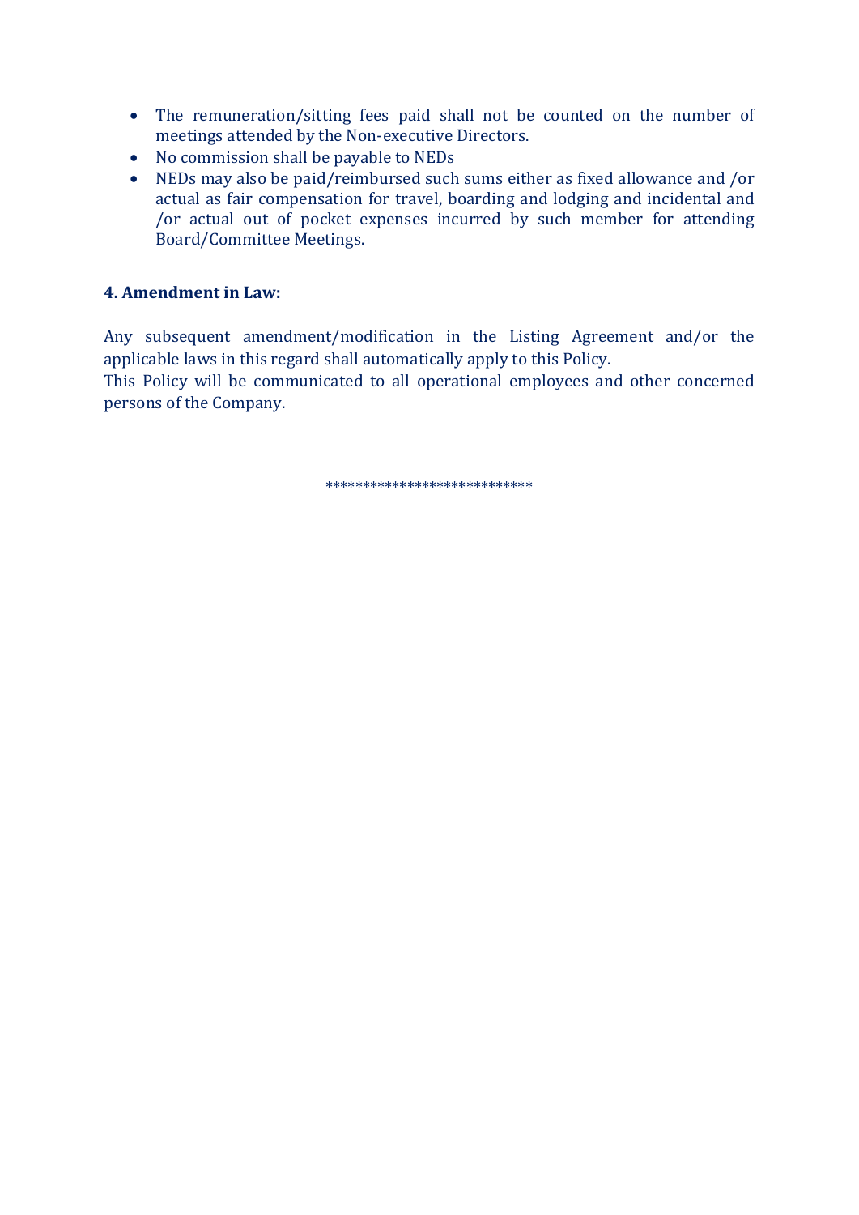- The remuneration/sitting fees paid shall not be counted on the number of meetings attended by the Non-executive Directors.
- No commission shall be payable to NEDs
- NEDs may also be paid/reimbursed such sums either as fixed allowance and /or actual as fair compensation for travel, boarding and lodging and incidental and /or actual out of pocket expenses incurred by such member for attending Board/Committee Meetings.

**4. Amendment in Law:**

Any subsequent amendment/modification in the Listing Agreement and/or the applicable laws in this regard shall automatically apply to this Policy.
This Policy will be communicated to all operational employees and other concerned persons of the Company.

***************************